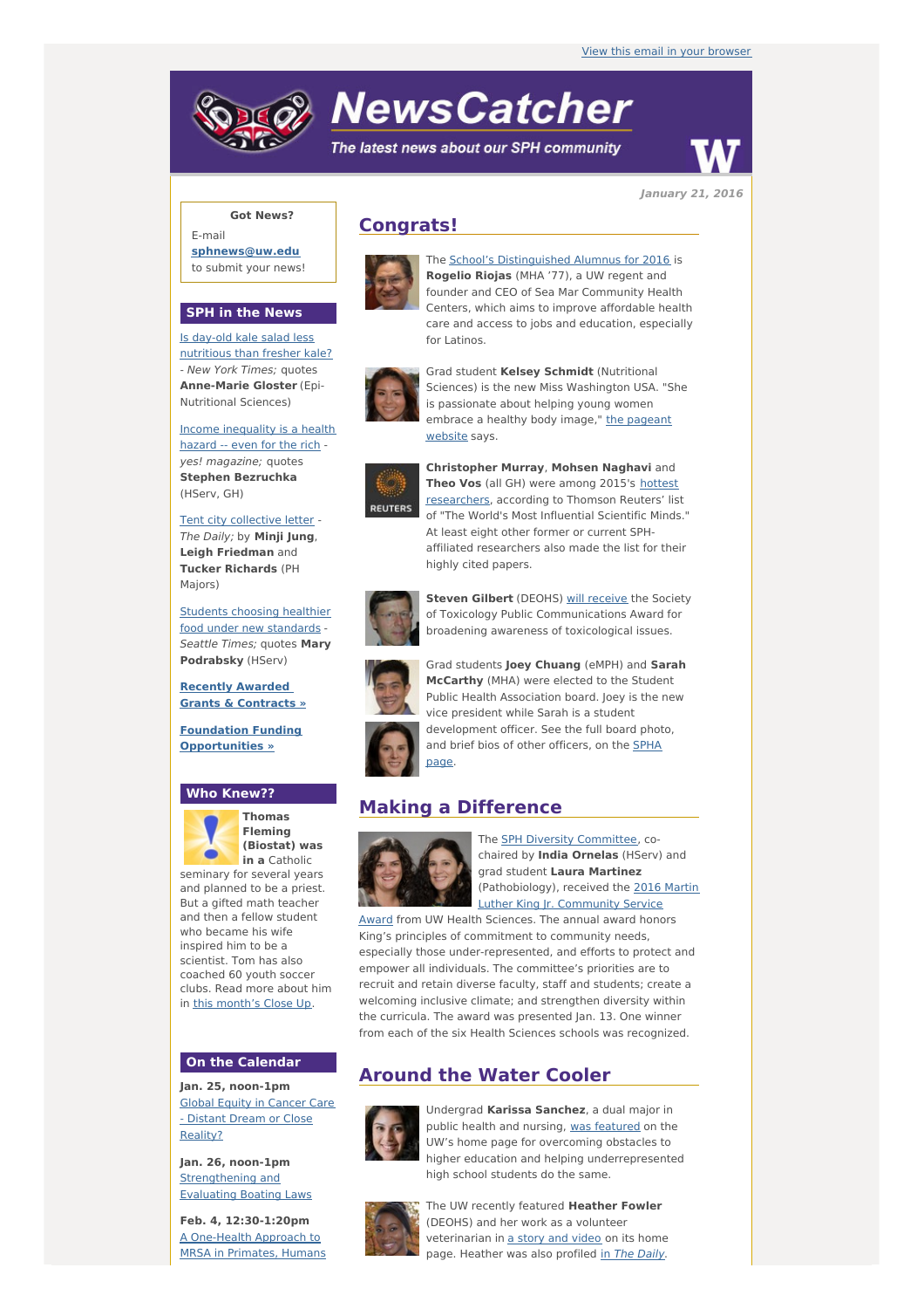View this email in your browser

# NewsCatcher

*The latest news about our SPH community*

*January 21, 2016*

**Got News?**

E-mail **sphnews@uw.edu** to submit your news!

## SPH in the News

Is day-old kale salad less nutritious than fresher kale? - *New York Times;* quotes **Anne-Marie Gloster** (Epi-Nutritional Sciences)

Income inequality is a health hazard -- even for the rich - *yes! magazine;* quotes **Stephen Bezruchka** (HServ, GH)

Tent city collective letter - *The Daily;* by **Minji Jung**, **Leigh Friedman** and **Tucker Richards** (PH Majors)

Students choosing healthier food under new standards - *Seattle Times;* quotes **Mary Podrabsky** (HServ)

**Recently Awarded Grants & Contracts »**

**Foundation Funding Opportunities »**

## Who Knew??

**Thomas Fleming (Biostat) was in a** Catholic seminary for several years and planned to be a priest. But a gifted math teacher and then a fellow student who became his wife inspired him to be a scientist. Tom has also coached 60 youth soccer clubs. Read more about him in this month's Close Up.

## On the Calendar

**Jan. 25, noon-1pm**
Global Equity in Cancer Care - Distant Dream or Close Reality?

**Jan. 26, noon-1pm**
Strengthening and Evaluating Boating Laws

**Feb. 4, 12:30-1:20pm**
A One-Health Approach to MRSA in Primates, Humans

## Congrats!

The School's Distinguished Alumnus for 2016 is **Rogelio Riojas** (MHA '77), a UW regent and founder and CEO of Sea Mar Community Health Centers, which aims to improve affordable health care and access to jobs and education, especially for Latinos.

Grad student **Kelsey Schmidt** (Nutritional Sciences) is the new Miss Washington USA. "She is passionate about helping young women embrace a healthy body image," the pageant website says.

**Christopher Murray**, **Mohsen Naghavi** and **Theo Vos** (all GH) were among 2015's hottest researchers, according to Thomson Reuters' list of "The World's Most Influential Scientific Minds." At least eight other former or current SPH-affiliated researchers also made the list for their highly cited papers.

**Steven Gilbert** (DEOHS) will receive the Society of Toxicology Public Communications Award for broadening awareness of toxicological issues.

Grad students **Joey Chuang** (eMPH) and **Sarah McCarthy** (MHA) were elected to the Student Public Health Association board. Joey is the new vice president while Sarah is a student development officer. See the full board photo, and brief bios of other officers, on the SPHA page.

## Making a Difference

The SPH Diversity Committee, co-chaired by **India Ornelas** (HServ) and grad student **Laura Martinez** (Pathobiology), received the 2016 Martin Luther King Jr. Community Service Award from UW Health Sciences. The annual award honors King's principles of commitment to community needs, especially those under-represented, and efforts to protect and empower all individuals. The committee's priorities are to recruit and retain diverse faculty, staff and students; create a welcoming inclusive climate; and strengthen diversity within the curricula. The award was presented Jan. 13. One winner from each of the six Health Sciences schools was recognized.

## Around the Water Cooler

Undergrad **Karissa Sanchez**, a dual major in public health and nursing, was featured on the UW's home page for overcoming obstacles to higher education and helping underrepresented high school students do the same.

The UW recently featured **Heather Fowler** (DEOHS) and her work as a volunteer veterinarian in a story and video on its home page. Heather was also profiled in *The Daily*.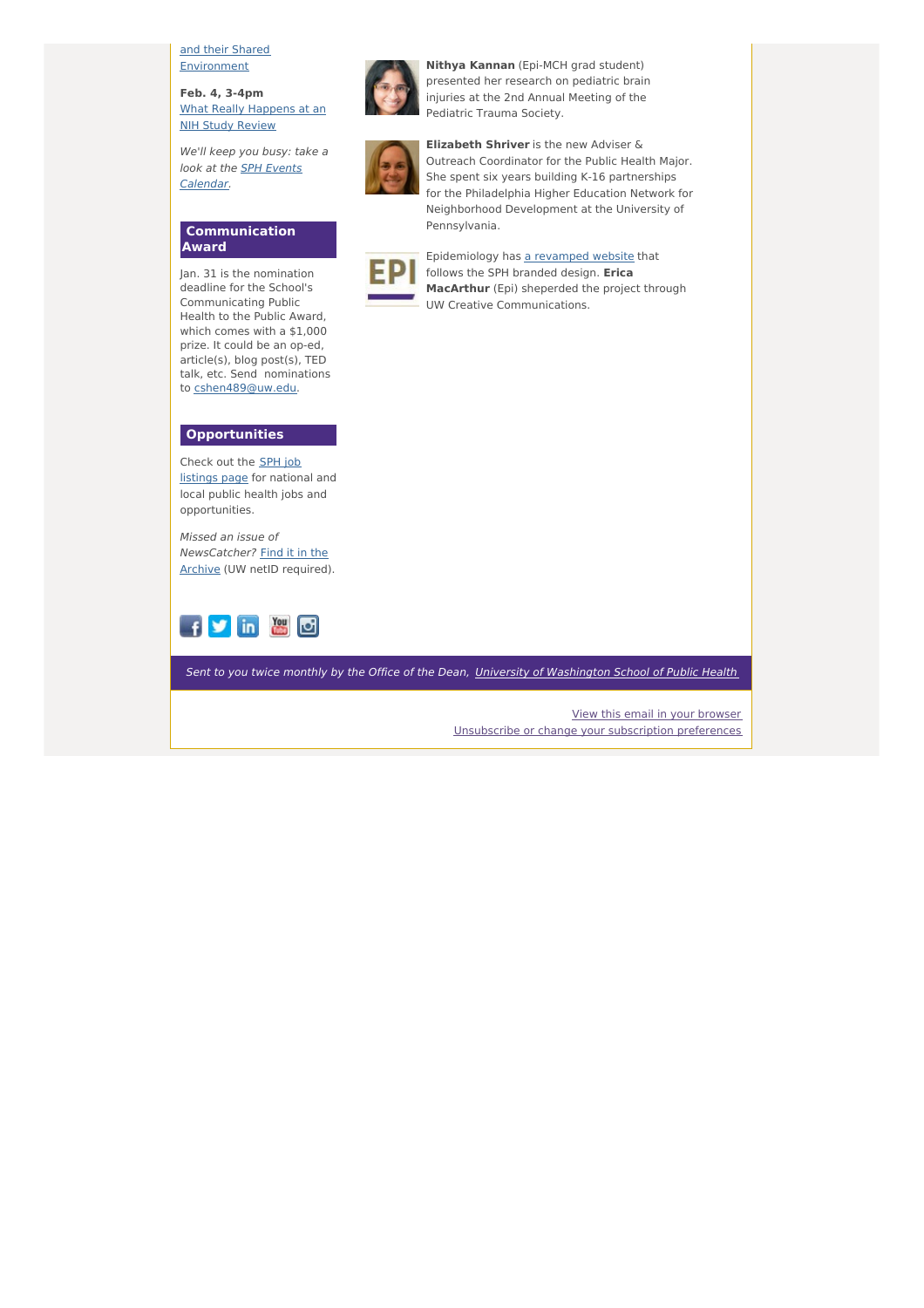and their Shared Environment

**Feb. 4, 3-4pm**
What Really Happens at an NIH Study Review

*We'll keep you busy: take a look at the SPH Events Calendar.*

## Communication Award

Jan. 31 is the nomination deadline for the School's Communicating Public Health to the Public Award, which comes with a $1,000 prize. It could be an op-ed, article(s), blog post(s), TED talk, etc. Send nominations to cshen489@uw.edu.

## Opportunities

Check out the SPH job listings page for national and local public health jobs and opportunities.

*Missed an issue of NewsCatcher?* Find it in the Archive (UW netID required).

**Nithya Kannan** (Epi-MCH grad student) presented her research on pediatric brain injuries at the 2nd Annual Meeting of the Pediatric Trauma Society.

**Elizabeth Shriver** is the new Adviser & Outreach Coordinator for the Public Health Major. She spent six years building K-16 partnerships for the Philadelphia Higher Education Network for Neighborhood Development at the University of Pennsylvania.

Epidemiology has a revamped website that follows the SPH branded design. **Erica MacArthur** (Epi) sheperded the project through UW Creative Communications.

*Sent to you twice monthly by the Office of the Dean, University of Washington School of Public Health*

View this email in your browser
Unsubscribe or change your subscription preferences